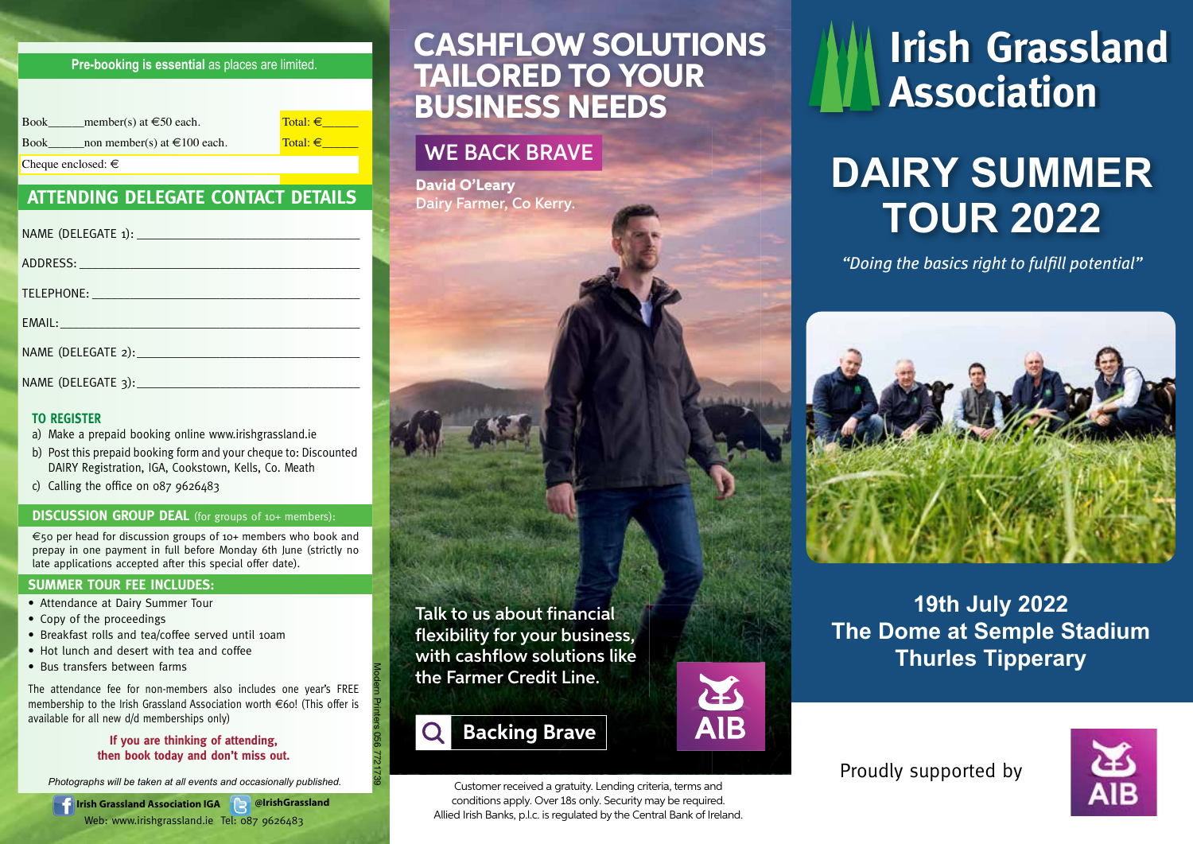**Pre-booking is essential** as places are limited.

| | |
|---|---|
| Book\_\_\_\_\_\_member(s) at €50 each. | Total: €\_\_\_\_\_\_ |
| Book\_\_\_\_\_\_non member(s) at €100 each. | Total: €\_\_\_\_\_\_ |
| Cheque enclosed: € | |

## ATTENDING DELEGATE CONTACT DETAILS

NAME (DELEGATE 1): \_\_\_\_\_\_\_\_\_\_\_\_\_\_\_\_\_\_\_\_\_\_\_\_\_\_\_\_\_\_

ADDRESS: \_\_\_\_\_\_\_\_\_\_\_\_\_\_\_\_\_\_\_\_\_\_\_\_\_\_\_\_\_\_\_\_\_\_\_\_\_\_

TELEPHONE: \_\_\_\_\_\_\_\_\_\_\_\_\_\_\_\_\_\_\_\_\_\_\_\_\_\_\_\_\_\_\_\_\_\_\_

EMAIL: \_\_\_\_\_\_\_\_\_\_\_\_\_\_\_\_\_\_\_\_\_\_\_\_\_\_\_\_\_\_\_\_\_\_\_\_\_\_\_\_

NAME (DELEGATE 2): \_\_\_\_\_\_\_\_\_\_\_\_\_\_\_\_\_\_\_\_\_\_\_\_\_\_\_\_\_\_

NAME (DELEGATE 3): \_\_\_\_\_\_\_\_\_\_\_\_\_\_\_\_\_\_\_\_\_\_\_\_\_\_\_\_\_\_

### TO REGISTER

a) Make a prepaid booking online www.irishgrassland.ie
b) Post this prepaid booking form and your cheque to: Discounted DAIRY Registration, IGA, Cookstown, Kells, Co. Meath
c) Calling the office on 087 9626483

### DISCUSSION GROUP DEAL (for groups of 10+ members):

€50 per head for discussion groups of 10+ members who book and prepay in one payment in full before Monday 6th June (strictly no late applications accepted after this special offer date).

### SUMMER TOUR FEE INCLUDES:

- Attendance at Dairy Summer Tour
- Copy of the proceedings
- Breakfast rolls and tea/coffee served until 10am
- Hot lunch and desert with tea and coffee
- Bus transfers between farms

The attendance fee for non-members also includes one year's FREE membership to the Irish Grassland Association worth €60! (This offer is available for all new d/d memberships only)

**If you are thinking of attending, then book today and don't miss out.**

*Photographs will be taken at all events and occasionally published.*

Irish Grassland Association IGA @IrishGrassland
Web: www.irishgrassland.ie Tel: 087 9626483

Modern Printers 056 7721739

# CASHFLOW SOLUTIONS TAILORED TO YOUR BUSINESS NEEDS

WE BACK BRAVE

**David O'Leary**
Dairy Farmer, Co Kerry.

Talk to us about financial flexibility for your business, with cashflow solutions like the Farmer Credit Line.

Backing Brave

AIB

Customer received a gratuity. Lending criteria, terms and conditions apply. Over 18s only. Security may be required. Allied Irish Banks, p.l.c. is regulated by the Central Bank of Ireland.

# Irish Grassland Association

# DAIRY SUMMER TOUR 2022

*"Doing the basics right to fulfill potential"*

**19th July 2022**
**The Dome at Semple Stadium**
**Thurles Tipperary**

Proudly supported by AIB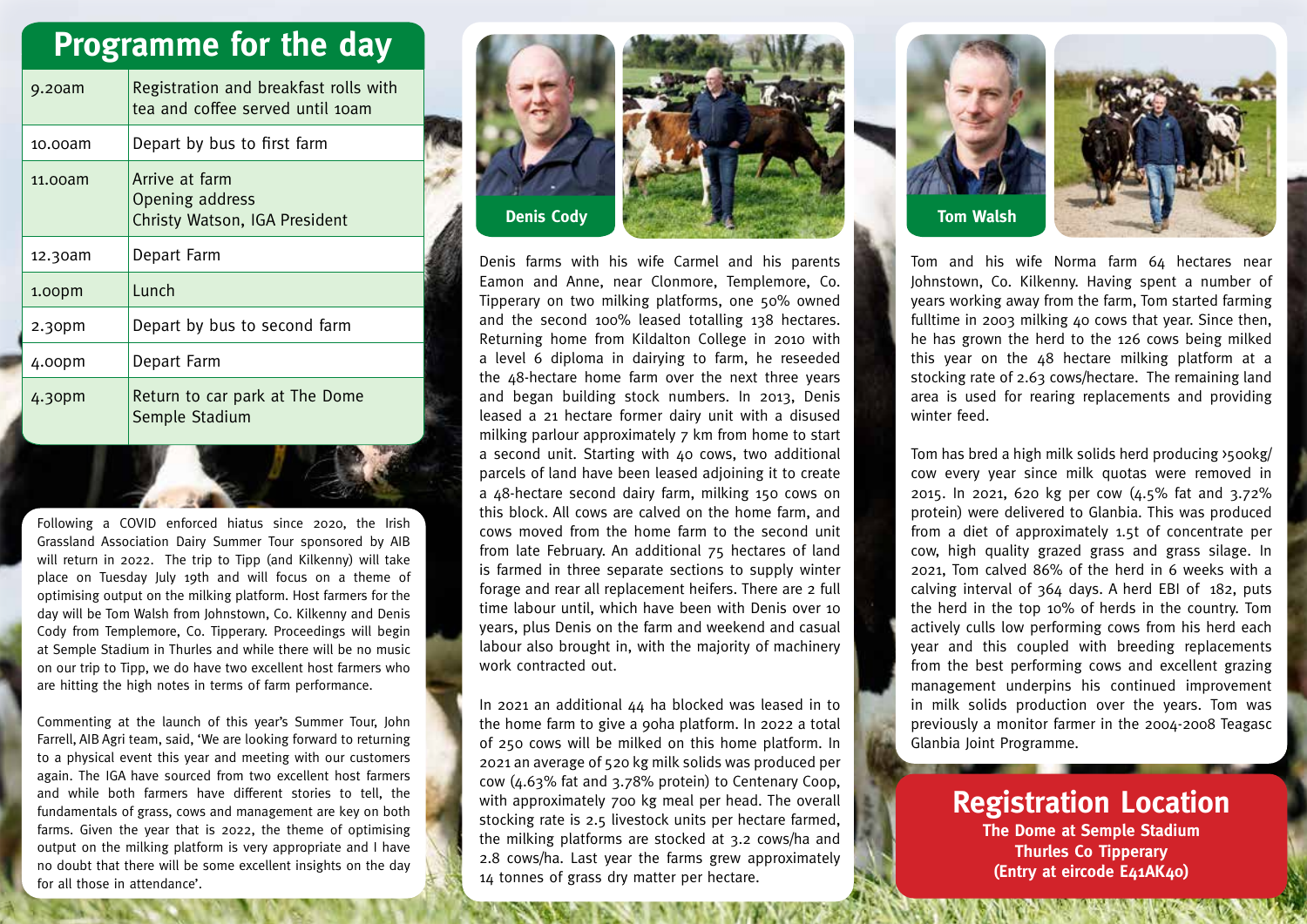## Programme for the day

| | |
|---|---|
| 9.20am | Registration and breakfast rolls with tea and coffee served until 10am |
| 10.00am | Depart by bus to first farm |
| 11.00am | Arrive at farm<br>Opening address<br>Christy Watson, IGA President |
| 12.30am | Depart Farm |
| 1.00pm | Lunch |
| 2.30pm | Depart by bus to second farm |
| 4.00pm | Depart Farm |
| 4.30pm | Return to car park at The Dome Semple Stadium |

Following a COVID enforced hiatus since 2020, the Irish Grassland Association Dairy Summer Tour sponsored by AIB will return in 2022. The trip to Tipp (and Kilkenny) will take place on Tuesday July 19th and will focus on a theme of optimising output on the milking platform. Host farmers for the day will be Tom Walsh from Johnstown, Co. Kilkenny and Denis Cody from Templemore, Co. Tipperary. Proceedings will begin at Semple Stadium in Thurles and while there will be no music on our trip to Tipp, we do have two excellent host farmers who are hitting the high notes in terms of farm performance.

Commenting at the launch of this year's Summer Tour, John Farrell, AIB Agri team, said, 'We are looking forward to returning to a physical event this year and meeting with our customers again. The IGA have sourced from two excellent host farmers and while both farmers have different stories to tell, the fundamentals of grass, cows and management are key on both farms. Given the year that is 2022, the theme of optimising output on the milking platform is very appropriate and I have no doubt that there will be some excellent insights on the day for all those in attendance'.

### Denis Cody

Denis farms with his wife Carmel and his parents Eamon and Anne, near Clonmore, Templemore, Co. Tipperary on two milking platforms, one 50% owned and the second 100% leased totalling 138 hectares. Returning home from Kildalton College in 2010 with a level 6 diploma in dairying to farm, he reseeded the 48-hectare home farm over the next three years and began building stock numbers. In 2013, Denis leased a 21 hectare former dairy unit with a disused milking parlour approximately 7 km from home to start a second unit. Starting with 40 cows, two additional parcels of land have been leased adjoining it to create a 48-hectare second dairy farm, milking 150 cows on this block. All cows are calved on the home farm, and cows moved from the home farm to the second unit from late February. An additional 75 hectares of land is farmed in three separate sections to supply winter forage and rear all replacement heifers. There are 2 full time labour until, which have been with Denis over 10 years, plus Denis on the farm and weekend and casual labour also brought in, with the majority of machinery work contracted out.

In 2021 an additional 44 ha blocked was leased in to the home farm to give a 90ha platform. In 2022 a total of 250 cows will be milked on this home platform. In 2021 an average of 520 kg milk solids was produced per cow (4.63% fat and 3.78% protein) to Centenary Coop, with approximately 700 kg meal per head. The overall stocking rate is 2.5 livestock units per hectare farmed, the milking platforms are stocked at 3.2 cows/ha and 2.8 cows/ha. Last year the farms grew approximately 14 tonnes of grass dry matter per hectare.

### Tom Walsh

Tom and his wife Norma farm 64 hectares near Johnstown, Co. Kilkenny. Having spent a number of years working away from the farm, Tom started farming fulltime in 2003 milking 40 cows that year. Since then, he has grown the herd to the 126 cows being milked this year on the 48 hectare milking platform at a stocking rate of 2.63 cows/hectare. The remaining land area is used for rearing replacements and providing winter feed.

Tom has bred a high milk solids herd producing >500kg/cow every year since milk quotas were removed in 2015. In 2021, 620 kg per cow (4.5% fat and 3.72% protein) were delivered to Glanbia. This was produced from a diet of approximately 1.5t of concentrate per cow, high quality grazed grass and grass silage. In 2021, Tom calved 86% of the herd in 6 weeks with a calving interval of 364 days. A herd EBI of 182, puts the herd in the top 10% of herds in the country. Tom actively culls low performing cows from his herd each year and this coupled with breeding replacements from the best performing cows and excellent grazing management underpins his continued improvement in milk solids production over the years. Tom was previously a monitor farmer in the 2004-2008 Teagasc Glanbia Joint Programme.

## Registration Location

**The Dome at Semple Stadium**
**Thurles Co Tipperary**
**(Entry at eircode E41AK40)**